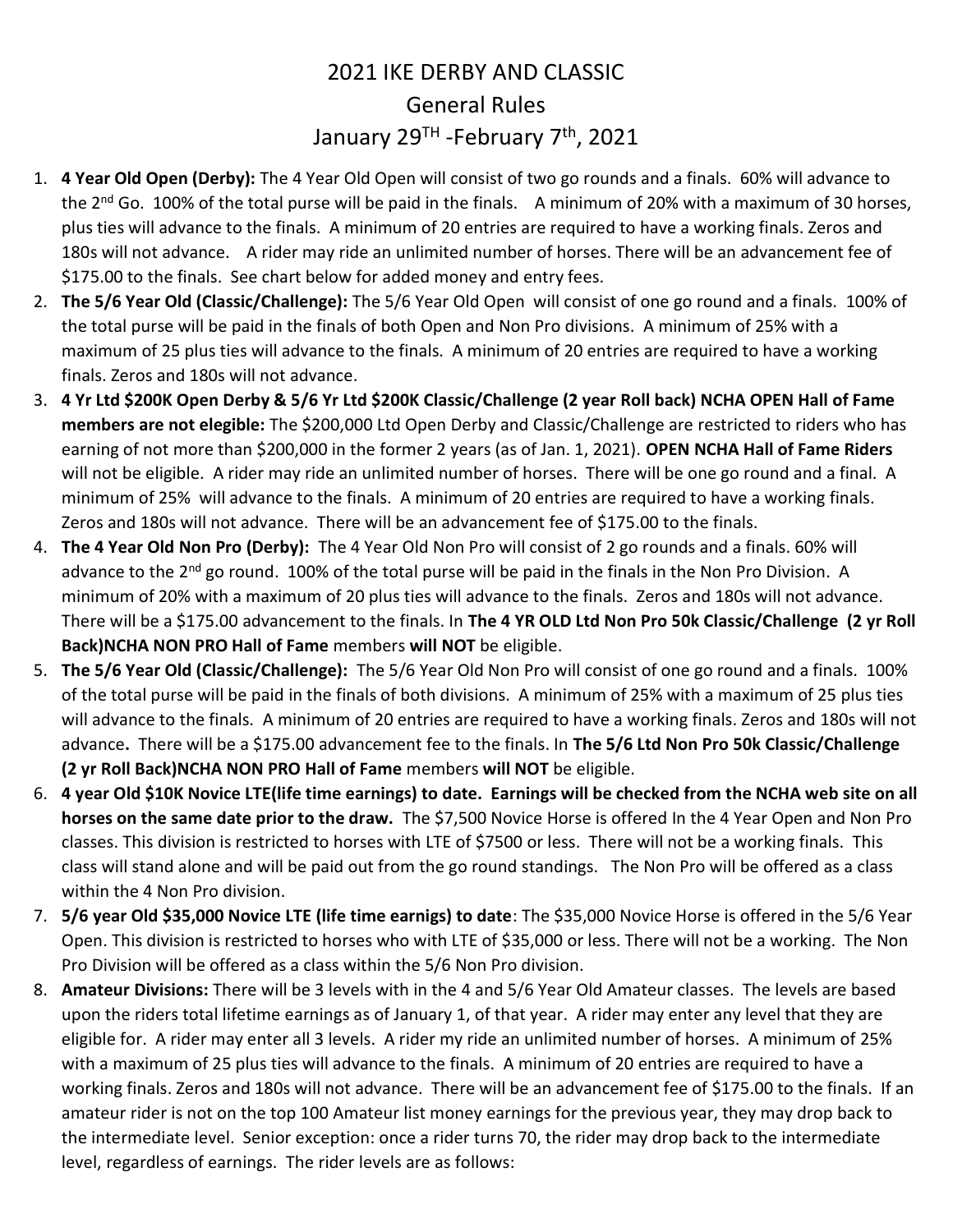# 2021 IKE DERBY AND CLASSIC

## General Rules

## January 29TH -February 7th, 2021

1. **4 Year Old Open (Derby):** The 4 Year Old Open will consist of two go rounds and a finals. 60% will advance to the 2nd Go. 100% of the total purse will be paid in the finals. A minimum of 20% with a maximum of 30 horses, plus ties will advance to the finals. A minimum of 20 entries are required to have a working finals. Zeros and 180s will not advance. A rider may ride an unlimited number of horses. There will be an advancement fee of $175.00 to the finals. See chart below for added money and entry fees.
2. **The 5/6 Year Old (Classic/Challenge):** The 5/6 Year Old Open will consist of one go round and a finals. 100% of the total purse will be paid in the finals of both Open and Non Pro divisions. A minimum of 25% with a maximum of 25 plus ties will advance to the finals. A minimum of 20 entries are required to have a working finals. Zeros and 180s will not advance.
3. **4 Yr Ltd $200K Open Derby & 5/6 Yr Ltd $200K Classic/Challenge (2 year Roll back) NCHA OPEN Hall of Fame members are not elegible:** The $200,000 Ltd Open Derby and Classic/Challenge are restricted to riders who has earning of not more than $200,000 in the former 2 years (as of Jan. 1, 2021). **OPEN NCHA Hall of Fame Riders** will not be eligible. A rider may ride an unlimited number of horses. There will be one go round and a final. A minimum of 25% will advance to the finals. A minimum of 20 entries are required to have a working finals. Zeros and 180s will not advance. There will be an advancement fee of $175.00 to the finals.
4. **The 4 Year Old Non Pro (Derby):** The 4 Year Old Non Pro will consist of 2 go rounds and a finals. 60% will advance to the 2nd go round. 100% of the total purse will be paid in the finals in the Non Pro Division. A minimum of 20% with a maximum of 20 plus ties will advance to the finals. Zeros and 180s will not advance. There will be a $175.00 advancement to the finals. In **The 4 YR OLD Ltd Non Pro 50k Classic/Challenge (2 yr Roll Back)NCHA NON PRO Hall of Fame** members **will NOT** be eligible.
5. **The 5/6 Year Old (Classic/Challenge):** The 5/6 Year Old Non Pro will consist of one go round and a finals. 100% of the total purse will be paid in the finals of both divisions. A minimum of 25% with a maximum of 25 plus ties will advance to the finals. A minimum of 20 entries are required to have a working finals. Zeros and 180s will not advance**.** There will be a $175.00 advancement fee to the finals. In **The 5/6 Ltd Non Pro 50k Classic/Challenge (2 yr Roll Back)NCHA NON PRO Hall of Fame** members **will NOT** be eligible.
6. **4 year Old $10K Novice LTE(life time earnings) to date. Earnings will be checked from the NCHA web site on all horses on the same date prior to the draw.** The $7,500 Novice Horse is offered In the 4 Year Open and Non Pro classes. This division is restricted to horses with LTE of $7500 or less. There will not be a working finals. This class will stand alone and will be paid out from the go round standings. The Non Pro will be offered as a class within the 4 Non Pro division.
7. **5/6 year Old $35,000 Novice LTE (life time earnigs) to date**: The $35,000 Novice Horse is offered in the 5/6 Year Open. This division is restricted to horses who with LTE of $35,000 or less. There will not be a working. The Non Pro Division will be offered as a class within the 5/6 Non Pro division.
8. **Amateur Divisions:** There will be 3 levels with in the 4 and 5/6 Year Old Amateur classes. The levels are based upon the riders total lifetime earnings as of January 1, of that year. A rider may enter any level that they are eligible for. A rider may enter all 3 levels. A rider my ride an unlimited number of horses. A minimum of 25% with a maximum of 25 plus ties will advance to the finals. A minimum of 20 entries are required to have a working finals. Zeros and 180s will not advance. There will be an advancement fee of $175.00 to the finals. If an amateur rider is not on the top 100 Amateur list money earnings for the previous year, they may drop back to the intermediate level. Senior exception: once a rider turns 70, the rider may drop back to the intermediate level, regardless of earnings. The rider levels are as follows: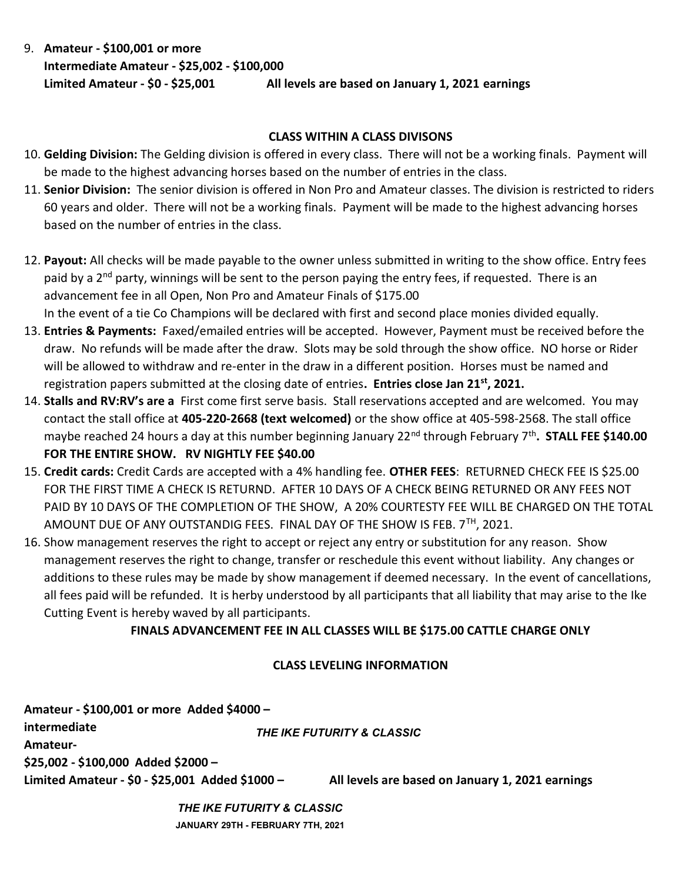9. **Amateur - $100,001 or more**
   **Intermediate Amateur - $25,002 - $100,000**
   **Limited Amateur - $0 - $25,001** **All levels are based on January 1, 2021 earnings**

**CLASS WITHIN A CLASS DIVISONS**

10. **Gelding Division:** The Gelding division is offered in every class. There will not be a working finals. Payment will be made to the highest advancing horses based on the number of entries in the class.
11. **Senior Division:** The senior division is offered in Non Pro and Amateur classes. The division is restricted to riders 60 years and older. There will not be a working finals. Payment will be made to the highest advancing horses based on the number of entries in the class.
12. **Payout:** All checks will be made payable to the owner unless submitted in writing to the show office. Entry fees paid by a 2nd party, winnings will be sent to the person paying the entry fees, if requested. There is an advancement fee in all Open, Non Pro and Amateur Finals of $175.00
    In the event of a tie Co Champions will be declared with first and second place monies divided equally.
13. **Entries & Payments:** Faxed/emailed entries will be accepted. However, Payment must be received before the draw. No refunds will be made after the draw. Slots may be sold through the show office. NO horse or Rider will be allowed to withdraw and re-enter in the draw in a different position. Horses must be named and registration papers submitted at the closing date of entries**. Entries close Jan 21st, 2021.**
14. **Stalls and RV:RV's are a** First come first serve basis. Stall reservations accepted and are welcomed. You may contact the stall office at **405-220-2668 (text welcomed)** or the show office at 405-598-2568. The stall office maybe reached 24 hours a day at this number beginning January 22nd through February 7th**. STALL FEE $140.00 FOR THE ENTIRE SHOW. RV NIGHTLY FEE $40.00**
15. **Credit cards:** Credit Cards are accepted with a 4% handling fee. **OTHER FEES**: RETURNED CHECK FEE IS $25.00 FOR THE FIRST TIME A CHECK IS RETURND. AFTER 10 DAYS OF A CHECK BEING RETURNED OR ANY FEES NOT PAID BY 10 DAYS OF THE COMPLETION OF THE SHOW, A 20% COURTESTY FEE WILL BE CHARGED ON THE TOTAL AMOUNT DUE OF ANY OUTSTANDIG FEES. FINAL DAY OF THE SHOW IS FEB. 7TH, 2021.
16. Show management reserves the right to accept or reject any entry or substitution for any reason. Show management reserves the right to change, transfer or reschedule this event without liability. Any changes or additions to these rules may be made by show management if deemed necessary. In the event of cancellations, all fees paid will be refunded. It is herby understood by all participants that all liability that may arise to the Ike Cutting Event is hereby waved by all participants.

**FINALS ADVANCEMENT FEE IN ALL CLASSES WILL BE $175.00 CATTLE CHARGE ONLY**

**CLASS LEVELING INFORMATION**

**Amateur - $100,001 or more Added $4000 –**
**intermediate Amateur- $25,002 - $100,000 Added $2000 –**
**Limited Amateur - $0 - $25,001 Added $1000 –** **All levels are based on January 1, 2021 earnings**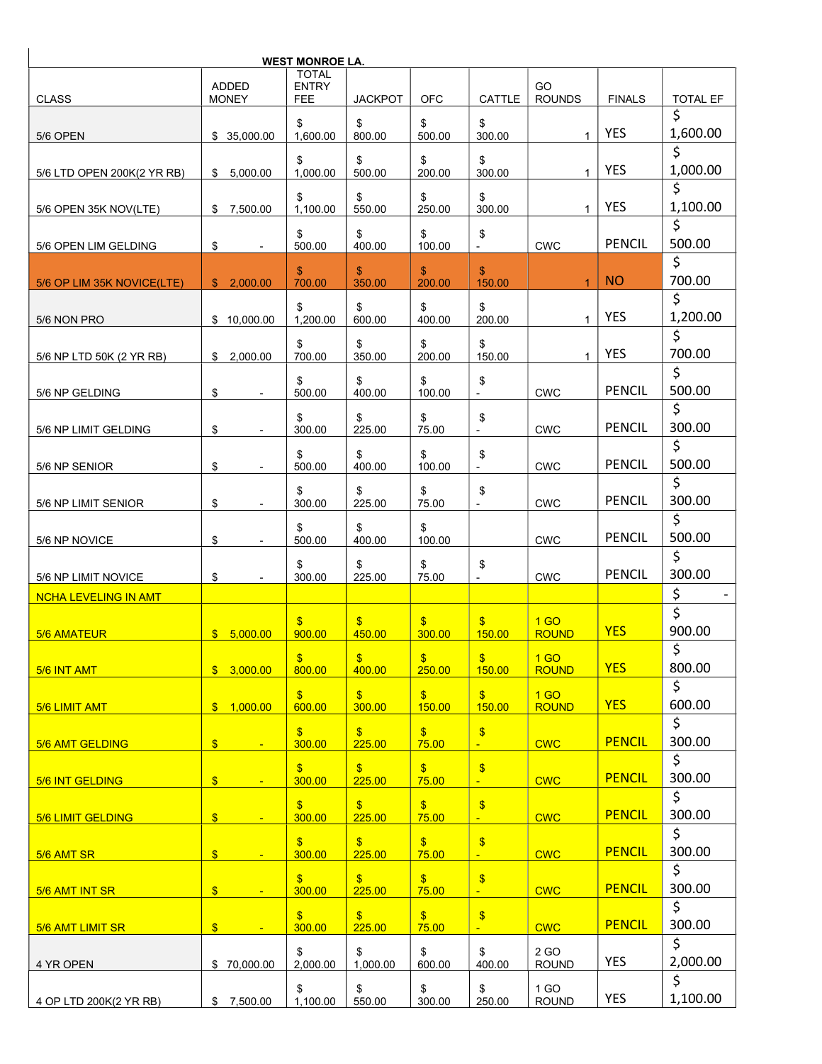**WEST MONROE LA.**

| CLASS | ADDED MONEY | TOTAL ENTRY FEE | JACKPOT | OFC | CATTLE | GO ROUNDS | FINALS | TOTAL EF |
|---|---|---|---|---|---|---|---|---|
| 5/6 OPEN | $ 35,000.00 | $ 1,600.00 | $ 800.00 | $ 500.00 | $ 300.00 | 1 | YES | $ 1,600.00 |
| 5/6 LTD OPEN 200K(2 YR RB) | $ 5,000.00 | $ 1,000.00 | $ 500.00 | $ 200.00 | $ 300.00 | 1 | YES | $ 1,000.00 |
| 5/6 OPEN 35K NOV(LTE) | $ 7,500.00 | $ 1,100.00 | $ 550.00 | $ 250.00 | $ 300.00 | 1 | YES | $ 1,100.00 |
| 5/6 OPEN LIM GELDING | $ - | $ 500.00 | $ 400.00 | $ 100.00 | $ - | CWC | PENCIL | $ 500.00 |
| 5/6 OP LIM 35K NOVICE(LTE) | $ 2,000.00 | $ 700.00 | $ 350.00 | $ 200.00 | $ 150.00 | 1 | NO | $ 700.00 |
| 5/6 NON PRO | $ 10,000.00 | $ 1,200.00 | $ 600.00 | $ 400.00 | $ 200.00 | 1 | YES | $ 1,200.00 |
| 5/6 NP LTD 50K (2 YR RB) | $ 2,000.00 | $ 700.00 | $ 350.00 | $ 200.00 | $ 150.00 | 1 | YES | $ 700.00 |
| 5/6 NP GELDING | $ - | $ 500.00 | $ 400.00 | $ 100.00 | $ - | CWC | PENCIL | $ 500.00 |
| 5/6 NP LIMIT GELDING | $ - | $ 300.00 | $ 225.00 | $ 75.00 | $ - | CWC | PENCIL | $ 300.00 |
| 5/6 NP SENIOR | $ - | $ 500.00 | $ 400.00 | $ 100.00 | $ - | CWC | PENCIL | $ 500.00 |
| 5/6 NP LIMIT SENIOR | $ - | $ 300.00 | $ 225.00 | $ 75.00 | $ - | CWC | PENCIL | $ 300.00 |
| 5/6 NP NOVICE | $ - | $ 500.00 | $ 400.00 | $ 100.00 | | CWC | PENCIL | $ 500.00 |
| 5/6 NP LIMIT NOVICE | $ - | $ 300.00 | $ 225.00 | $ 75.00 | $ - | CWC | PENCIL | $ 300.00 |
| NCHA LEVELING IN AMT | | | | | | | | $ - |
| 5/6 AMATEUR | $ 5,000.00 | $ 900.00 | $ 450.00 | $ 300.00 | $ 150.00 | 1 GO ROUND | YES | $ 900.00 |
| 5/6 INT AMT | $ 3,000.00 | $ 800.00 | $ 400.00 | $ 250.00 | $ 150.00 | 1 GO ROUND | YES | $ 800.00 |
| 5/6 LIMIT AMT | $ 1,000.00 | $ 600.00 | $ 300.00 | $ 150.00 | $ 150.00 | 1 GO ROUND | YES | $ 600.00 |
| 5/6 AMT GELDING | $ - | $ 300.00 | $ 225.00 | $ 75.00 | $ - | CWC | PENCIL | $ 300.00 |
| 5/6 INT GELDING | $ - | $ 300.00 | $ 225.00 | $ 75.00 | $ - | CWC | PENCIL | $ 300.00 |
| 5/6 LIMIT GELDING | $ - | $ 300.00 | $ 225.00 | $ 75.00 | $ - | CWC | PENCIL | $ 300.00 |
| 5/6 AMT SR | $ - | $ 300.00 | $ 225.00 | $ 75.00 | $ - | CWC | PENCIL | $ 300.00 |
| 5/6 AMT INT SR | $ - | $ 300.00 | $ 225.00 | $ 75.00 | $ - | CWC | PENCIL | $ 300.00 |
| 5/6 AMT LIMIT SR | $ - | $ 300.00 | $ 225.00 | $ 75.00 | $ - | CWC | PENCIL | $ 300.00 |
| 4 YR OPEN | $ 70,000.00 | $ 2,000.00 | $ 1,000.00 | $ 600.00 | $ 400.00 | 2 GO ROUND | YES | $ 2,000.00 |
| 4 OP LTD 200K(2 YR RB) | $ 7,500.00 | $ 1,100.00 | $ 550.00 | $ 300.00 | $ 250.00 | 1 GO ROUND | YES | $ 1,100.00 |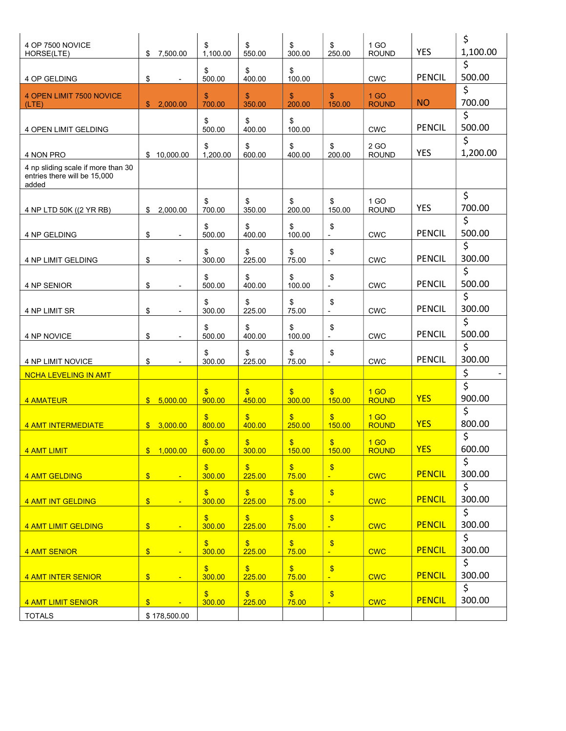| | | | | | | | | |
|---|---|---|---|---|---|---|---|---|
| 4 OP 7500 NOVICE HORSE(LTE) | $ 7,500.00 | $ 1,100.00 | $ 550.00 | $ 300.00 | $ 250.00 | 1 GO ROUND | YES | $ 1,100.00 |
| 4 OP GELDING | $ - | $ 500.00 | $ 400.00 | $ 100.00 | | CWC | PENCIL | $ 500.00 |
| 4 OPEN LIMIT 7500 NOVICE (LTE) | $ 2,000.00 | $ 700.00 | $ 350.00 | $ 200.00 | $ 150.00 | 1 GO ROUND | NO | $ 700.00 |
| 4 OPEN LIMIT GELDING | | $ 500.00 | $ 400.00 | $ 100.00 | | CWC | PENCIL | $ 500.00 |
| 4 NON PRO | $ 10,000.00 | $ 1,200.00 | $ 600.00 | $ 400.00 | $ 200.00 | 2 GO ROUND | YES | $ 1,200.00 |
| 4 np sliding scale if more than 30 entries there will be 15,000 added | | | | | | | | |
| 4 NP LTD 50K ((2 YR RB) | $ 2,000.00 | $ 700.00 | $ 350.00 | $ 200.00 | $ 150.00 | 1 GO ROUND | YES | $ 700.00 |
| 4 NP GELDING | $ - | $ 500.00 | $ 400.00 | $ 100.00 | $ - | CWC | PENCIL | $ 500.00 |
| 4 NP LIMIT GELDING | $ - | $ 300.00 | $ 225.00 | $ 75.00 | $ - | CWC | PENCIL | $ 300.00 |
| 4 NP SENIOR | $ - | $ 500.00 | $ 400.00 | $ 100.00 | $ - | CWC | PENCIL | $ 500.00 |
| 4 NP LIMIT SR | $ - | $ 300.00 | $ 225.00 | $ 75.00 | $ - | CWC | PENCIL | $ 300.00 |
| 4 NP NOVICE | $ - | $ 500.00 | $ 400.00 | $ 100.00 | $ - | CWC | PENCIL | $ 500.00 |
| 4 NP LIMIT NOVICE | $ - | $ 300.00 | $ 225.00 | $ 75.00 | $ - | CWC | PENCIL | $ 300.00 |
| NCHA LEVELING IN AMT | | | | | | | | $ - |
| 4 AMATEUR | $ 5,000.00 | $ 900.00 | $ 450.00 | $ 300.00 | $ 150.00 | 1 GO ROUND | YES | $ 900.00 |
| 4 AMT INTERMEDIATE | $ 3,000.00 | $ 800.00 | $ 400.00 | $ 250.00 | $ 150.00 | 1 GO ROUND | YES | $ 800.00 |
| 4 AMT LIMIT | $ 1,000.00 | $ 600.00 | $ 300.00 | $ 150.00 | $ 150.00 | 1 GO ROUND | YES | $ 600.00 |
| 4 AMT GELDING | $ - | $ 300.00 | $ 225.00 | $ 75.00 | $ - | CWC | PENCIL | $ 300.00 |
| 4 AMT INT GELDING | $ - | $ 300.00 | $ 225.00 | $ 75.00 | $ - | CWC | PENCIL | $ 300.00 |
| 4 AMT LIMIT GELDING | $ - | $ 300.00 | $ 225.00 | $ 75.00 | $ - | CWC | PENCIL | $ 300.00 |
| 4 AMT SENIOR | $ - | $ 300.00 | $ 225.00 | $ 75.00 | $ - | CWC | PENCIL | $ 300.00 |
| 4 AMT INTER SENIOR | $ - | $ 300.00 | $ 225.00 | $ 75.00 | $ - | CWC | PENCIL | $ 300.00 |
| 4 AMT LIMIT SENIOR | $ - | $ 300.00 | $ 225.00 | $ 75.00 | $ - | CWC | PENCIL | $ 300.00 |
| TOTALS | $ 178,500.00 | | | | | | | |